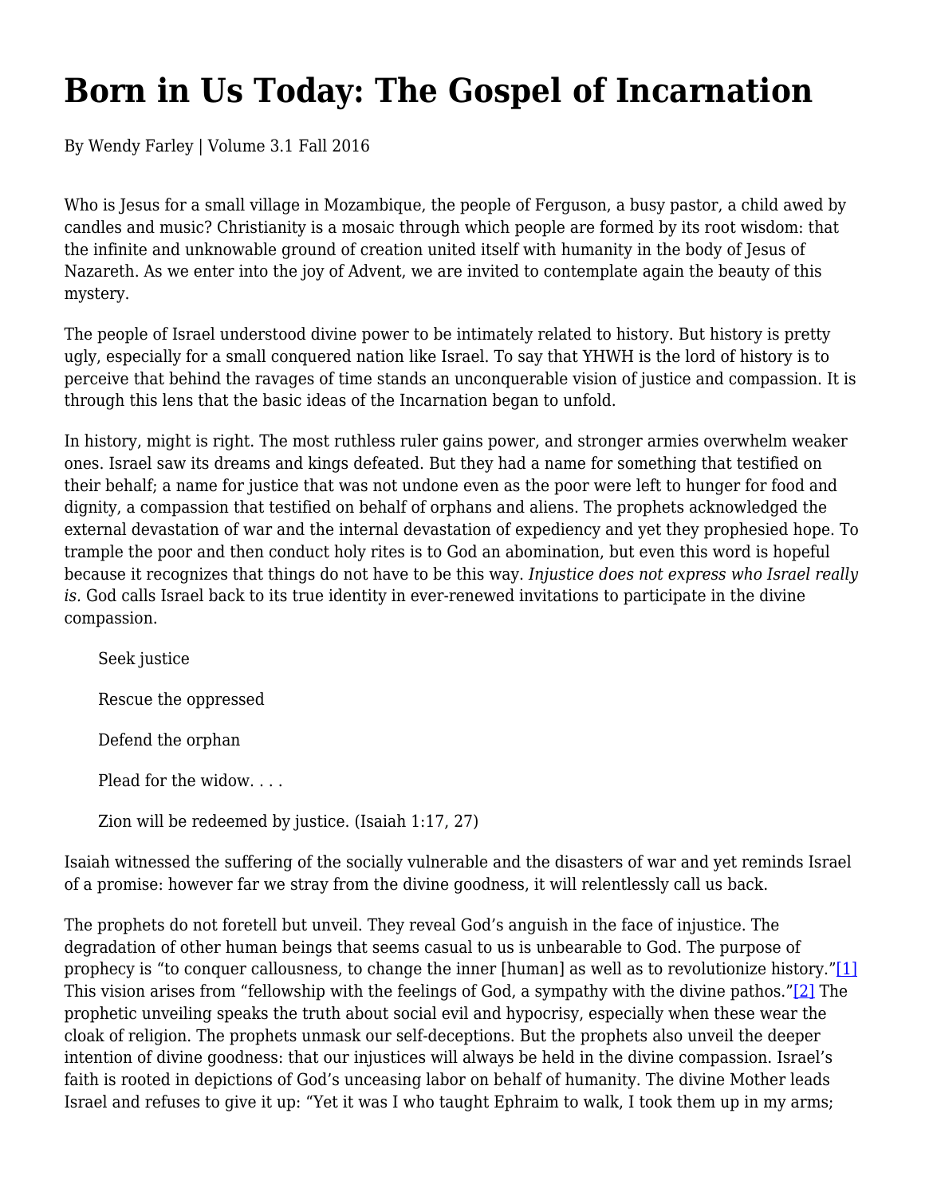# Born in Us Today: The Gospel of Incarnation

By Wendy Farley | Volume 3.1 Fall 2016

Who is Jesus for a small village in Mozambique, the people of Ferguson, a busy pastor, a child awed by candles and music? Christianity is a mosaic through which people are formed by its root wisdom: that the infinite and unknowable ground of creation united itself with humanity in the body of Jesus of Nazareth. As we enter into the joy of Advent, we are invited to contemplate again the beauty of this mystery.

The people of Israel understood divine power to be intimately related to history. But history is pretty ugly, especially for a small conquered nation like Israel. To say that YHWH is the lord of history is to perceive that behind the ravages of time stands an unconquerable vision of justice and compassion. It is through this lens that the basic ideas of the Incarnation began to unfold.

In history, might is right. The most ruthless ruler gains power, and stronger armies overwhelm weaker ones. Israel saw its dreams and kings defeated. But they had a name for something that testified on their behalf; a name for justice that was not undone even as the poor were left to hunger for food and dignity, a compassion that testified on behalf of orphans and aliens. The prophets acknowledged the external devastation of war and the internal devastation of expediency and yet they prophesied hope. To trample the poor and then conduct holy rites is to God an abomination, but even this word is hopeful because it recognizes that things do not have to be this way. *Injustice does not express who Israel really is*. God calls Israel back to its true identity in ever-renewed invitations to participate in the divine compassion.

> Seek justice
>
> Rescue the oppressed
>
> Defend the orphan
>
> Plead for the widow. . . .
>
> Zion will be redeemed by justice. (Isaiah 1:17, 27)

Isaiah witnessed the suffering of the socially vulnerable and the disasters of war and yet reminds Israel of a promise: however far we stray from the divine goodness, it will relentlessly call us back.

The prophets do not foretell but unveil. They reveal God's anguish in the face of injustice. The degradation of other human beings that seems casual to us is unbearable to God. The purpose of prophecy is "to conquer callousness, to change the inner [human] as well as to revolutionize history."[1] This vision arises from "fellowship with the feelings of God, a sympathy with the divine pathos."[2] The prophetic unveiling speaks the truth about social evil and hypocrisy, especially when these wear the cloak of religion. The prophets unmask our self-deceptions. But the prophets also unveil the deeper intention of divine goodness: that our injustices will always be held in the divine compassion. Israel's faith is rooted in depictions of God's unceasing labor on behalf of humanity. The divine Mother leads Israel and refuses to give it up: "Yet it was I who taught Ephraim to walk, I took them up in my arms;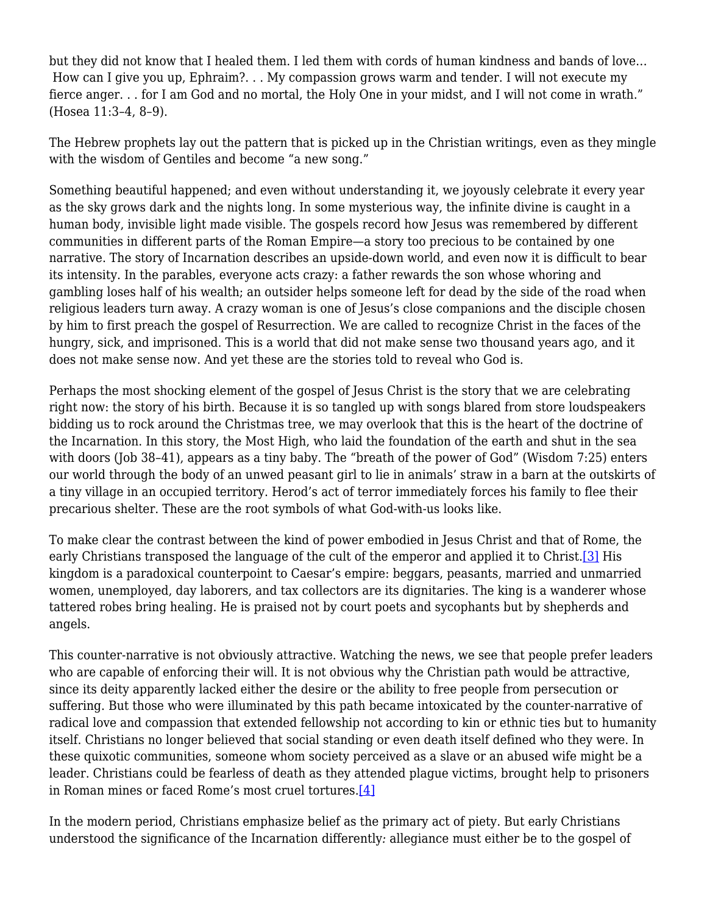but they did not know that I healed them. I led them with cords of human kindness and bands of love… How can I give you up, Ephraim?. . . My compassion grows warm and tender. I will not execute my fierce anger. . . for I am God and no mortal, the Holy One in your midst, and I will not come in wrath." (Hosea 11:3–4, 8–9).

The Hebrew prophets lay out the pattern that is picked up in the Christian writings, even as they mingle with the wisdom of Gentiles and become "a new song."

Something beautiful happened; and even without understanding it, we joyously celebrate it every year as the sky grows dark and the nights long. In some mysterious way, the infinite divine is caught in a human body, invisible light made visible. The gospels record how Jesus was remembered by different communities in different parts of the Roman Empire—a story too precious to be contained by one narrative. The story of Incarnation describes an upside-down world, and even now it is difficult to bear its intensity. In the parables, everyone acts crazy: a father rewards the son whose whoring and gambling loses half of his wealth; an outsider helps someone left for dead by the side of the road when religious leaders turn away. A crazy woman is one of Jesus's close companions and the disciple chosen by him to first preach the gospel of Resurrection. We are called to recognize Christ in the faces of the hungry, sick, and imprisoned. This is a world that did not make sense two thousand years ago, and it does not make sense now. And yet these are the stories told to reveal who God is.

Perhaps the most shocking element of the gospel of Jesus Christ is the story that we are celebrating right now: the story of his birth. Because it is so tangled up with songs blared from store loudspeakers bidding us to rock around the Christmas tree, we may overlook that this is the heart of the doctrine of the Incarnation. In this story, the Most High, who laid the foundation of the earth and shut in the sea with doors (Job 38–41), appears as a tiny baby. The "breath of the power of God" (Wisdom 7:25) enters our world through the body of an unwed peasant girl to lie in animals' straw in a barn at the outskirts of a tiny village in an occupied territory. Herod's act of terror immediately forces his family to flee their precarious shelter. These are the root symbols of what God-with-us looks like.

To make clear the contrast between the kind of power embodied in Jesus Christ and that of Rome, the early Christians transposed the language of the cult of the emperor and applied it to Christ.[3] His kingdom is a paradoxical counterpoint to Caesar's empire: beggars, peasants, married and unmarried women, unemployed, day laborers, and tax collectors are its dignitaries. The king is a wanderer whose tattered robes bring healing. He is praised not by court poets and sycophants but by shepherds and angels.

This counter-narrative is not obviously attractive. Watching the news, we see that people prefer leaders who are capable of enforcing their will. It is not obvious why the Christian path would be attractive, since its deity apparently lacked either the desire or the ability to free people from persecution or suffering. But those who were illuminated by this path became intoxicated by the counter-narrative of radical love and compassion that extended fellowship not according to kin or ethnic ties but to humanity itself. Christians no longer believed that social standing or even death itself defined who they were. In these quixotic communities, someone whom society perceived as a slave or an abused wife might be a leader. Christians could be fearless of death as they attended plague victims, brought help to prisoners in Roman mines or faced Rome's most cruel tortures.[4]

In the modern period, Christians emphasize belief as the primary act of piety. But early Christians understood the significance of the Incarnation differently*:* allegiance must either be to the gospel of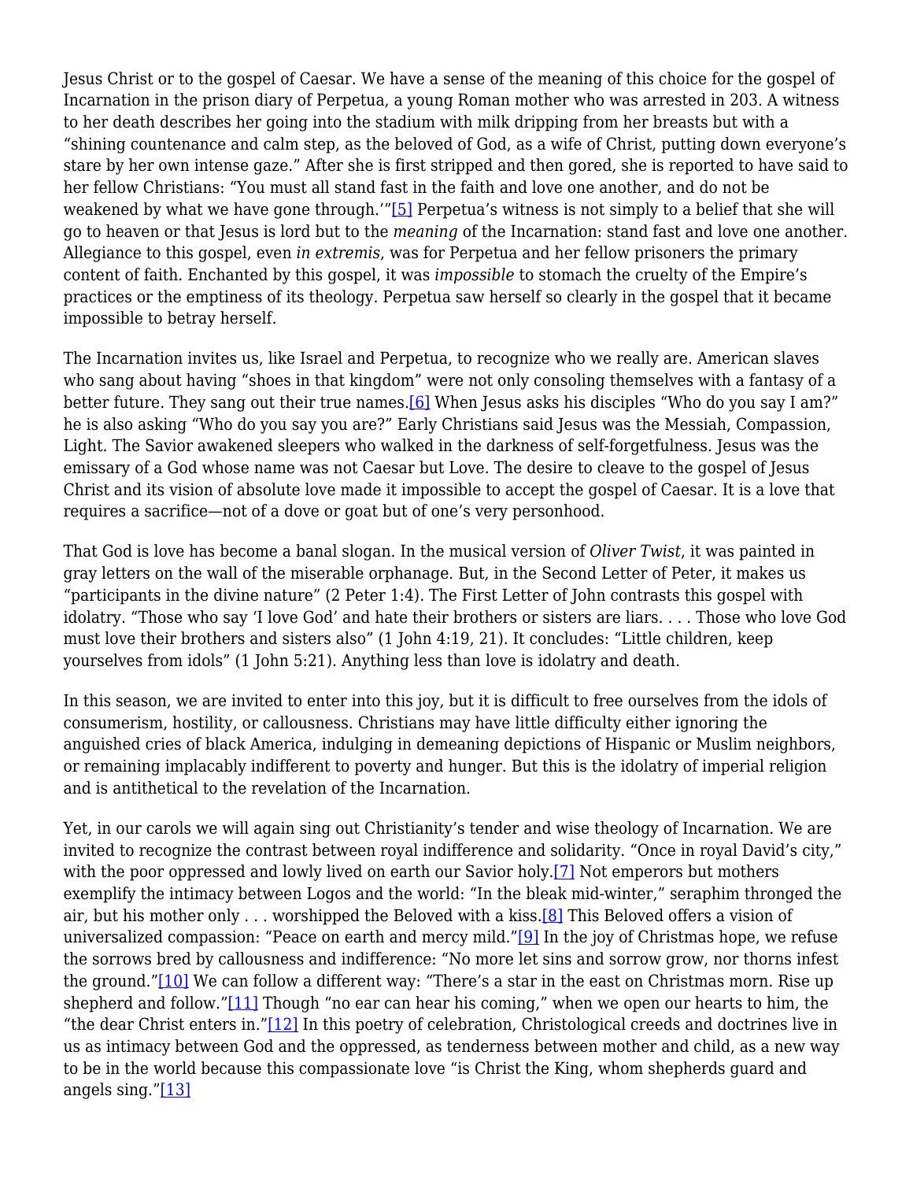Jesus Christ or to the gospel of Caesar. We have a sense of the meaning of this choice for the gospel of Incarnation in the prison diary of Perpetua, a young Roman mother who was arrested in 203. A witness to her death describes her going into the stadium with milk dripping from her breasts but with a "shining countenance and calm step, as the beloved of God, as a wife of Christ, putting down everyone's stare by her own intense gaze." After she is first stripped and then gored, she is reported to have said to her fellow Christians: "You must all stand fast in the faith and love one another, and do not be weakened by what we have gone through.'"[5] Perpetua's witness is not simply to a belief that she will go to heaven or that Jesus is lord but to the *meaning* of the Incarnation: stand fast and love one another. Allegiance to this gospel, even *in extremis*, was for Perpetua and her fellow prisoners the primary content of faith. Enchanted by this gospel, it was *impossible* to stomach the cruelty of the Empire's practices or the emptiness of its theology. Perpetua saw herself so clearly in the gospel that it became impossible to betray herself.

The Incarnation invites us, like Israel and Perpetua, to recognize who we really are. American slaves who sang about having "shoes in that kingdom" were not only consoling themselves with a fantasy of a better future. They sang out their true names.[6] When Jesus asks his disciples "Who do you say I am?" he is also asking "Who do you say you are?" Early Christians said Jesus was the Messiah, Compassion, Light. The Savior awakened sleepers who walked in the darkness of self-forgetfulness. Jesus was the emissary of a God whose name was not Caesar but Love. The desire to cleave to the gospel of Jesus Christ and its vision of absolute love made it impossible to accept the gospel of Caesar. It is a love that requires a sacrifice—not of a dove or goat but of one's very personhood.

That God is love has become a banal slogan. In the musical version of *Oliver Twist*, it was painted in gray letters on the wall of the miserable orphanage. But, in the Second Letter of Peter, it makes us "participants in the divine nature" (2 Peter 1:4). The First Letter of John contrasts this gospel with idolatry. "Those who say 'I love God' and hate their brothers or sisters are liars. . . . Those who love God must love their brothers and sisters also" (1 John 4:19, 21). It concludes: "Little children, keep yourselves from idols" (1 John 5:21). Anything less than love is idolatry and death.

In this season, we are invited to enter into this joy, but it is difficult to free ourselves from the idols of consumerism, hostility, or callousness. Christians may have little difficulty either ignoring the anguished cries of black America, indulging in demeaning depictions of Hispanic or Muslim neighbors, or remaining implacably indifferent to poverty and hunger. But this is the idolatry of imperial religion and is antithetical to the revelation of the Incarnation.

Yet, in our carols we will again sing out Christianity's tender and wise theology of Incarnation. We are invited to recognize the contrast between royal indifference and solidarity. "Once in royal David's city," with the poor oppressed and lowly lived on earth our Savior holy.[7] Not emperors but mothers exemplify the intimacy between Logos and the world: "In the bleak mid-winter," seraphim thronged the air, but his mother only . . . worshipped the Beloved with a kiss.[8] This Beloved offers a vision of universalized compassion: "Peace on earth and mercy mild."[9] In the joy of Christmas hope, we refuse the sorrows bred by callousness and indifference: "No more let sins and sorrow grow, nor thorns infest the ground."[10] We can follow a different way: "There's a star in the east on Christmas morn. Rise up shepherd and follow."[11] Though "no ear can hear his coming," when we open our hearts to him, the "the dear Christ enters in."[12] In this poetry of celebration, Christological creeds and doctrines live in us as intimacy between God and the oppressed, as tenderness between mother and child, as a new way to be in the world because this compassionate love "is Christ the King, whom shepherds guard and angels sing."[13]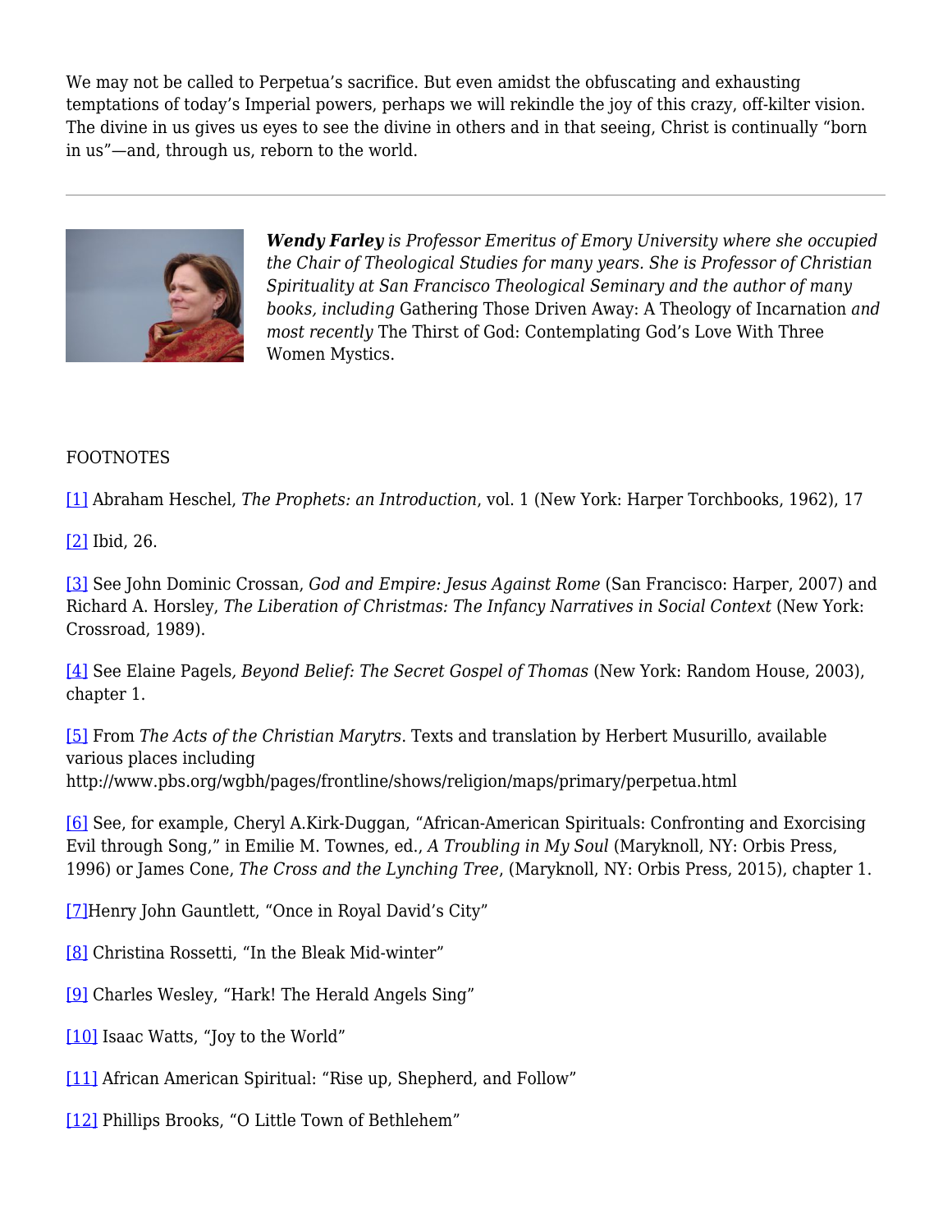We may not be called to Perpetua's sacrifice. But even amidst the obfuscating and exhausting temptations of today's Imperial powers, perhaps we will rekindle the joy of this crazy, off-kilter vision. The divine in us gives us eyes to see the divine in others and in that seeing, Christ is continually "born in us"—and, through us, reborn to the world.

---

***Wendy Farley** is Professor Emeritus of Emory University where she occupied the Chair of Theological Studies for many years. She is Professor of Christian Spirituality at San Francisco Theological Seminary and the author of many books, including* Gathering Those Driven Away: A Theology of Incarnation *and most recently* The Thirst of God: Contemplating God's Love With Three Women Mystics.

FOOTNOTES

[1] Abraham Heschel, *The Prophets: an Introduction*, vol. 1 (New York: Harper Torchbooks, 1962), 17

[2] Ibid, 26.

[3] See John Dominic Crossan, *God and Empire: Jesus Against Rome* (San Francisco: Harper, 2007) and Richard A. Horsley, *The Liberation of Christmas: The Infancy Narratives in Social Context* (New York: Crossroad, 1989).

[4] See Elaine Pagels*, Beyond Belief: The Secret Gospel of Thomas* (New York: Random House, 2003), chapter 1.

[5] From *The Acts of the Christian Marytrs*. Texts and translation by Herbert Musurillo, available various places including http://www.pbs.org/wgbh/pages/frontline/shows/religion/maps/primary/perpetua.html

[6] See, for example, Cheryl A.Kirk-Duggan, "African-American Spirituals: Confronting and Exorcising Evil through Song," in Emilie M. Townes, ed., *A Troubling in My Soul* (Maryknoll, NY: Orbis Press, 1996) or James Cone, *The Cross and the Lynching Tree*, (Maryknoll, NY: Orbis Press, 2015), chapter 1.

[7]Henry John Gauntlett, "Once in Royal David's City"

[8] Christina Rossetti, "In the Bleak Mid-winter"

[9] Charles Wesley, "Hark! The Herald Angels Sing"

[10] Isaac Watts, "Joy to the World"

[11] African American Spiritual: "Rise up, Shepherd, and Follow"

[12] Phillips Brooks, "O Little Town of Bethlehem"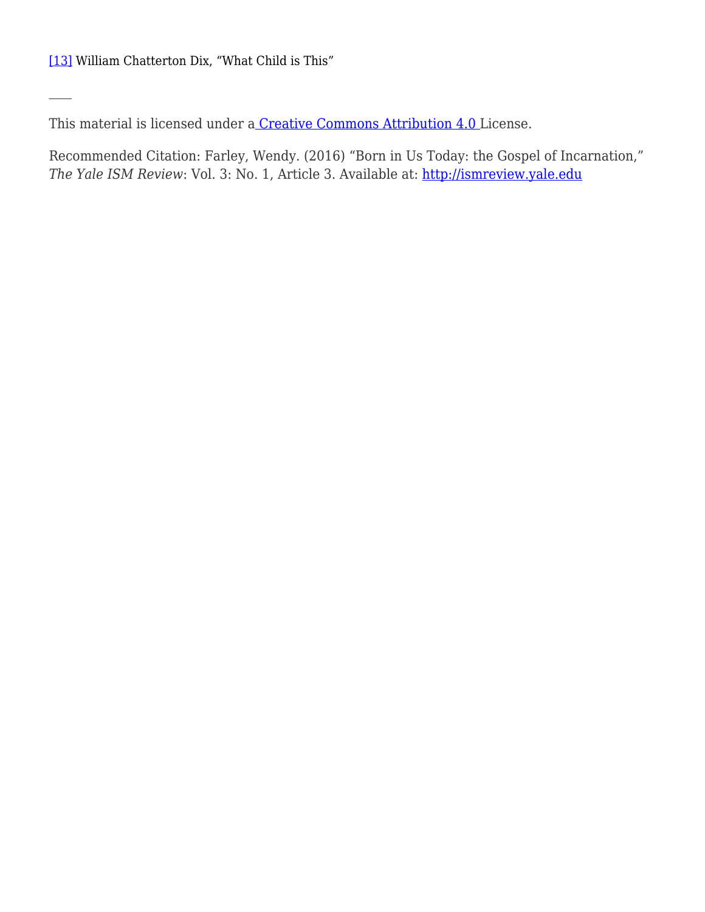[13] William Chatterton Dix, “What Child is This”

———

This material is licensed under a Creative Commons Attribution 4.0 License.

Recommended Citation: Farley, Wendy. (2016) “Born in Us Today: the Gospel of Incarnation,” *The Yale ISM Review*: Vol. 3: No. 1, Article 3. Available at: http://ismreview.yale.edu